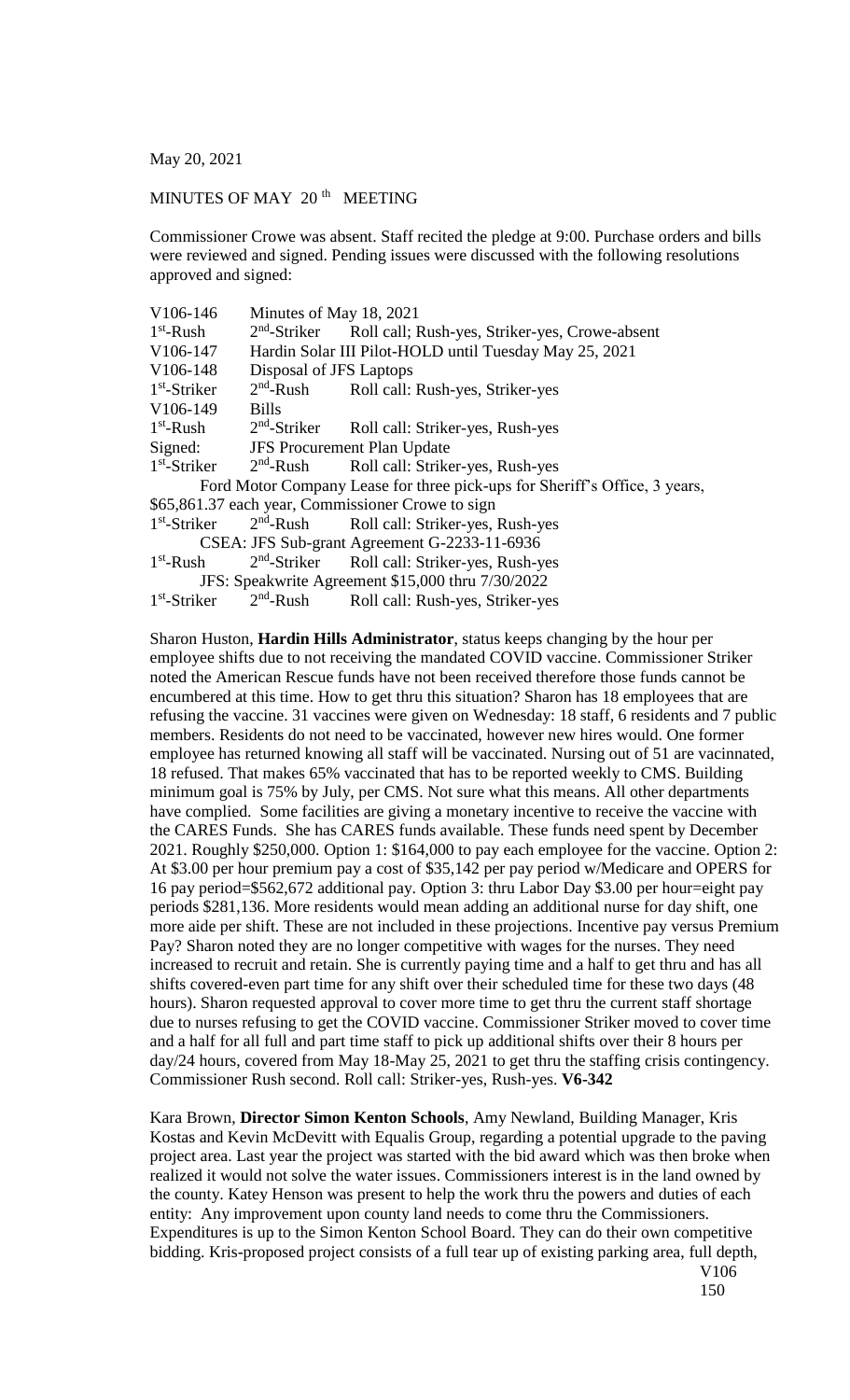May 20, 2021

MINUTES OF MAY 20[th] MEETING

Commissioner Crowe was absent. Staff recited the pledge at 9:00. Purchase orders and bills were reviewed and signed. Pending issues were discussed with the following resolutions approved and signed:

V106-146 Minutes of May 18, 2021
1[st]-Rush 2[nd]-Striker Roll call; Rush-yes, Striker-yes, Crowe-absent
V106-147 Hardin Solar III Pilot-HOLD until Tuesday May 25, 2021
V106-148 Disposal of JFS Laptops
1[st]-Striker 2[nd]-Rush Roll call: Rush-yes, Striker-yes
V106-149 Bills
1[st]-Rush 2[nd]-Striker Roll call: Striker-yes, Rush-yes
Signed: JFS Procurement Plan Update
1[st]-Striker 2[nd]-Rush Roll call: Striker-yes, Rush-yes
Ford Motor Company Lease for three pick-ups for Sheriff's Office, 3 years, $65,861.37 each year, Commissioner Crowe to sign
1[st]-Striker 2[nd]-Rush Roll call: Striker-yes, Rush-yes
CSEA: JFS Sub-grant Agreement G-2233-11-6936
1[st]-Rush 2[nd]-Striker Roll call: Striker-yes, Rush-yes
JFS: Speakwrite Agreement $15,000 thru 7/30/2022
1[st]-Striker 2[nd]-Rush Roll call: Rush-yes, Striker-yes

Sharon Huston, **Hardin Hills Administrator**, status keeps changing by the hour per employee shifts due to not receiving the mandated COVID vaccine. Commissioner Striker noted the American Rescue funds have not been received therefore those funds cannot be encumbered at this time. How to get thru this situation? Sharon has 18 employees that are refusing the vaccine. 31 vaccines were given on Wednesday: 18 staff, 6 residents and 7 public members. Residents do not need to be vaccinated, however new hires would. One former employee has returned knowing all staff will be vaccinated. Nursing out of 51 are vacinnated, 18 refused. That makes 65% vaccinated that has to be reported weekly to CMS. Building minimum goal is 75% by July, per CMS. Not sure what this means. All other departments have complied. Some facilities are giving a monetary incentive to receive the vaccine with the CARES Funds. She has CARES funds available. These funds need spent by December 2021. Roughly $250,000. Option 1: $164,000 to pay each employee for the vaccine. Option 2: At $3.00 per hour premium pay a cost of $35,142 per pay period w/Medicare and OPERS for 16 pay period=$562,672 additional pay. Option 3: thru Labor Day $3.00 per hour=eight pay periods $281,136. More residents would mean adding an additional nurse for day shift, one more aide per shift. These are not included in these projections. Incentive pay versus Premium Pay? Sharon noted they are no longer competitive with wages for the nurses. They need increased to recruit and retain. She is currently paying time and a half to get thru and has all shifts covered-even part time for any shift over their scheduled time for these two days (48 hours). Sharon requested approval to cover more time to get thru the current staff shortage due to nurses refusing to get the COVID vaccine. Commissioner Striker moved to cover time and a half for all full and part time staff to pick up additional shifts over their 8 hours per day/24 hours, covered from May 18-May 25, 2021 to get thru the staffing crisis contingency. Commissioner Rush second. Roll call: Striker-yes, Rush-yes. **V6-342**

Kara Brown, **Director Simon Kenton Schools**, Amy Newland, Building Manager, Kris Kostas and Kevin McDevitt with Equalis Group, regarding a potential upgrade to the paving project area. Last year the project was started with the bid award which was then broke when realized it would not solve the water issues. Commissioners interest is in the land owned by the county. Katey Henson was present to help the work thru the powers and duties of each entity: Any improvement upon county land needs to come thru the Commissioners. Expenditures is up to the Simon Kenton School Board. They can do their own competitive bidding. Kris-proposed project consists of a full tear up of existing parking area, full depth,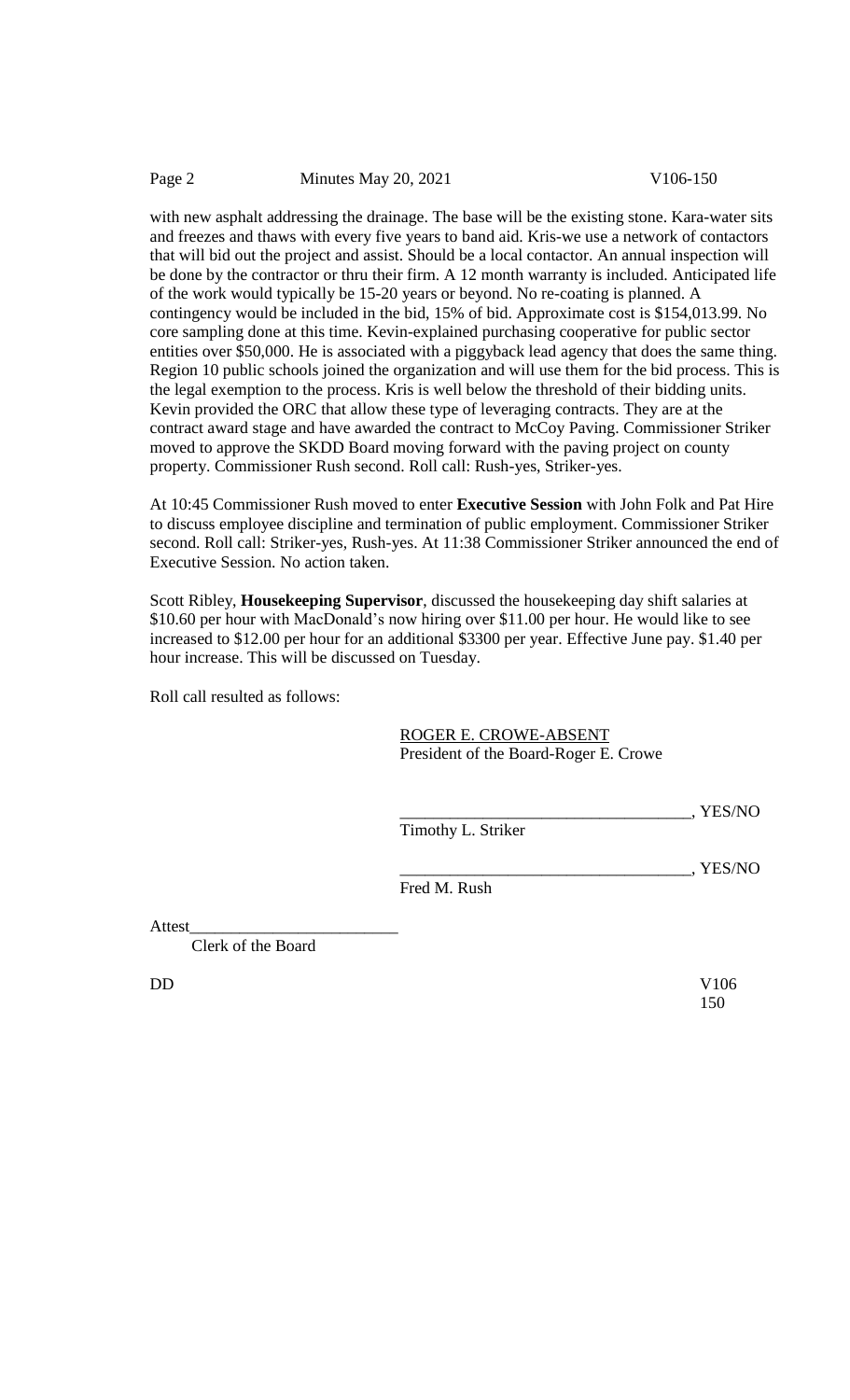with new asphalt addressing the drainage. The base will be the existing stone. Kara-water sits and freezes and thaws with every five years to band aid. Kris-we use a network of contactors that will bid out the project and assist. Should be a local contactor. An annual inspection will be done by the contractor or thru their firm. A 12 month warranty is included. Anticipated life of the work would typically be 15-20 years or beyond. No re-coating is planned. A contingency would be included in the bid, 15% of bid. Approximate cost is $154,013.99. No core sampling done at this time. Kevin-explained purchasing cooperative for public sector entities over $50,000. He is associated with a piggyback lead agency that does the same thing. Region 10 public schools joined the organization and will use them for the bid process. This is the legal exemption to the process. Kris is well below the threshold of their bidding units. Kevin provided the ORC that allow these type of leveraging contracts. They are at the contract award stage and have awarded the contract to McCoy Paving. Commissioner Striker moved to approve the SKDD Board moving forward with the paving project on county property. Commissioner Rush second. Roll call: Rush-yes, Striker-yes.

At 10:45 Commissioner Rush moved to enter **Executive Session** with John Folk and Pat Hire to discuss employee discipline and termination of public employment. Commissioner Striker second. Roll call: Striker-yes, Rush-yes. At 11:38 Commissioner Striker announced the end of Executive Session. No action taken.

Scott Ribley, **Housekeeping Supervisor**, discussed the housekeeping day shift salaries at $10.60 per hour with MacDonald's now hiring over $11.00 per hour. He would like to see increased to $12.00 per hour for an additional $3300 per year. Effective June pay. $1.40 per hour increase. This will be discussed on Tuesday.

Roll call resulted as follows:

ROGER E. CROWE-ABSENT
President of the Board-Roger E. Crowe

__________________________________, YES/NO
Timothy L. Striker

__________________________________, YES/NO
Fred M. Rush

Attest________________________
Clerk of the Board

DD

V106
150